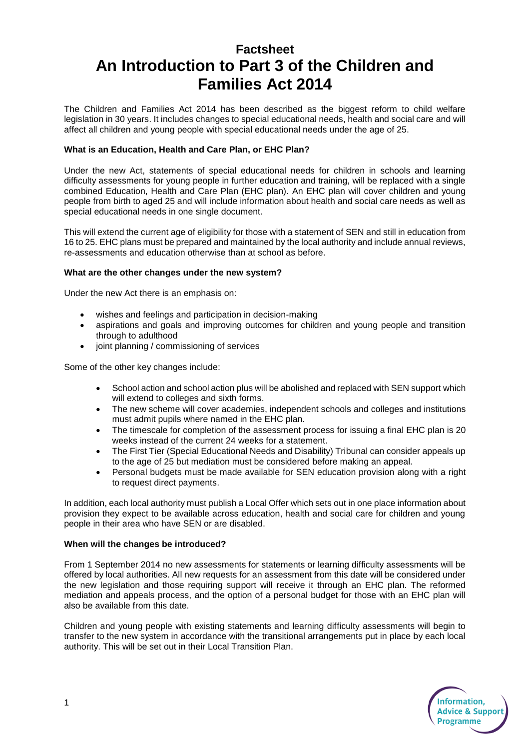# Factsheet
# An Introduction to Part 3 of the Children and Families Act 2014

The Children and Families Act 2014 has been described as the biggest reform to child welfare legislation in 30 years. It includes changes to special educational needs, health and social care and will affect all children and young people with special educational needs under the age of 25.

**What is an Education, Health and Care Plan, or EHC Plan?**

Under the new Act, statements of special educational needs for children in schools and learning difficulty assessments for young people in further education and training, will be replaced with a single combined Education, Health and Care Plan (EHC plan). An EHC plan will cover children and young people from birth to aged 25 and will include information about health and social care needs as well as special educational needs in one single document.

This will extend the current age of eligibility for those with a statement of SEN and still in education from 16 to 25. EHC plans must be prepared and maintained by the local authority and include annual reviews, re-assessments and education otherwise than at school as before.

**What are the other changes under the new system?**

Under the new Act there is an emphasis on:

- wishes and feelings and participation in decision-making
- aspirations and goals and improving outcomes for children and young people and transition through to adulthood
- joint planning / commissioning of services

Some of the other key changes include:

- School action and school action plus will be abolished and replaced with SEN support which will extend to colleges and sixth forms.
- The new scheme will cover academies, independent schools and colleges and institutions must admit pupils where named in the EHC plan.
- The timescale for completion of the assessment process for issuing a final EHC plan is 20 weeks instead of the current 24 weeks for a statement.
- The First Tier (Special Educational Needs and Disability) Tribunal can consider appeals up to the age of 25 but mediation must be considered before making an appeal.
- Personal budgets must be made available for SEN education provision along with a right to request direct payments.

In addition, each local authority must publish a Local Offer which sets out in one place information about provision they expect to be available across education, health and social care for children and young people in their area who have SEN or are disabled.

**When will the changes be introduced?**

From 1 September 2014 no new assessments for statements or learning difficulty assessments will be offered by local authorities. All new requests for an assessment from this date will be considered under the new legislation and those requiring support will receive it through an EHC plan. The reformed mediation and appeals process, and the option of a personal budget for those with an EHC plan will also be available from this date.

Children and young people with existing statements and learning difficulty assessments will begin to transfer to the new system in accordance with the transitional arrangements put in place by each local authority. This will be set out in their Local Transition Plan.

Information, Advice & Support Programme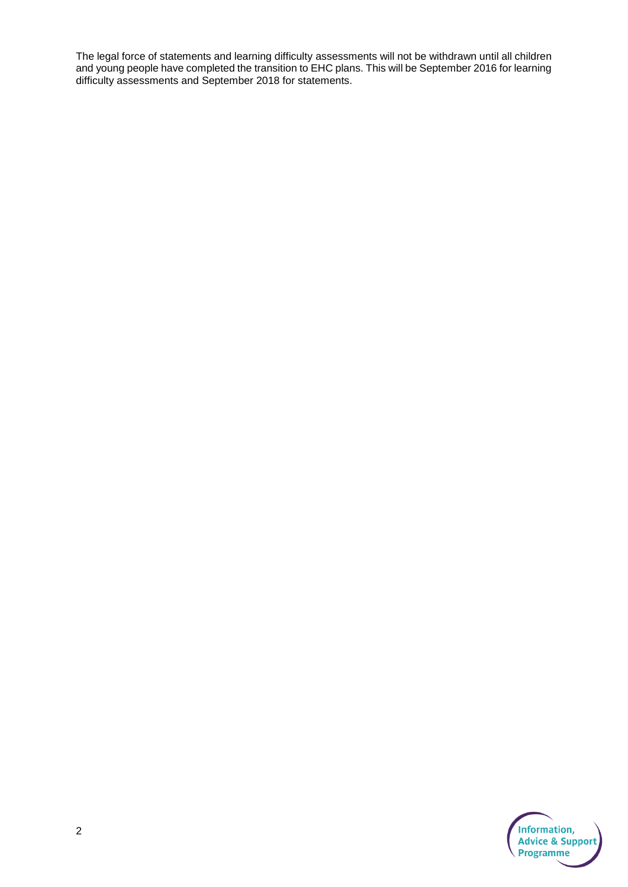The legal force of statements and learning difficulty assessments will not be withdrawn until all children and young people have completed the transition to EHC plans. This will be September 2016 for learning difficulty assessments and September 2018 for statements.